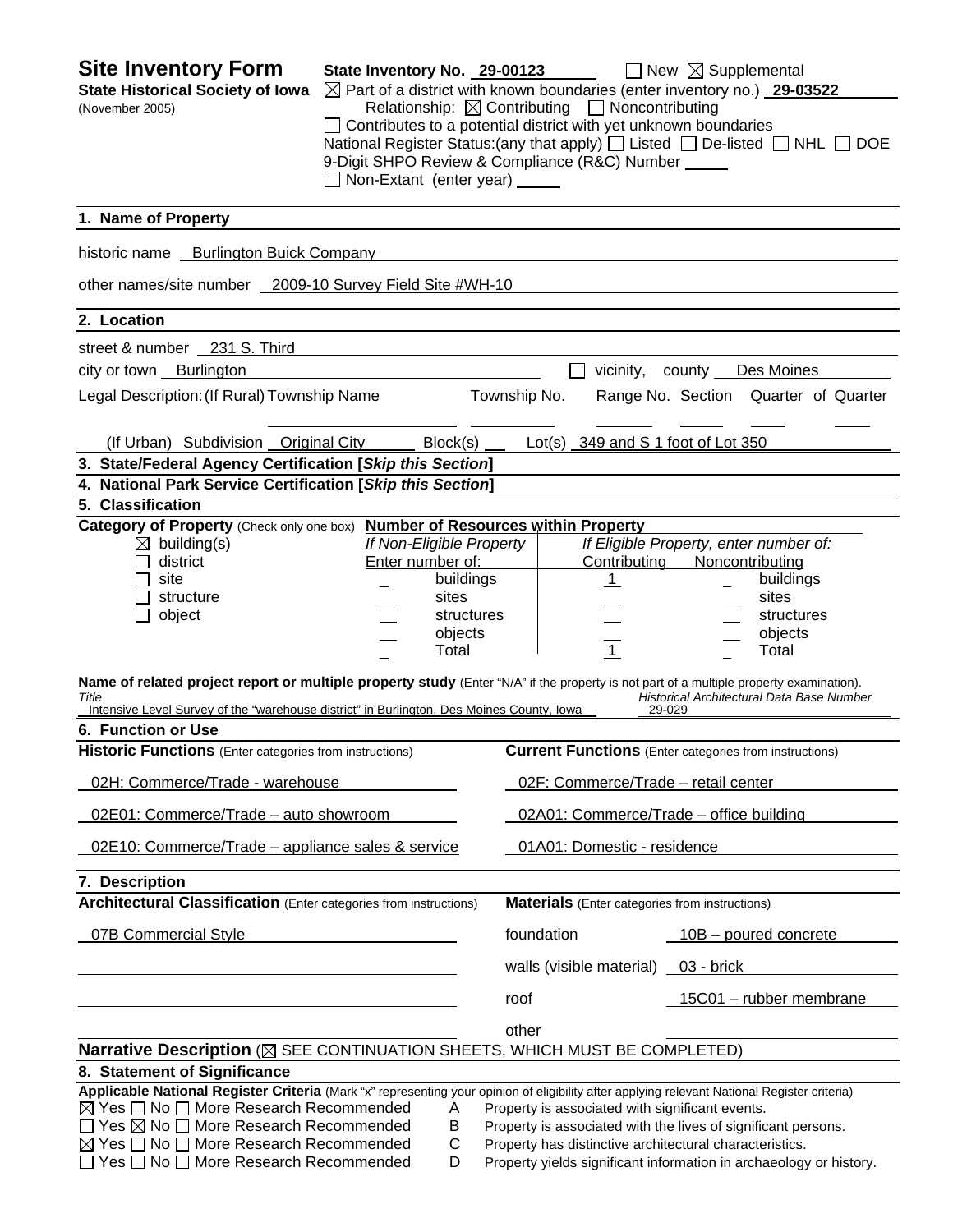# Site Inventory Form

**State Historical Society of Iowa**
(November 2005)

**State Inventory No.** 29-00123 ☐ New ☒ Supplemental

☒ Part of a district with known boundaries (enter inventory no.) **29-03522**

Relationship: ☒ Contributing ☐ Noncontributing

☐ Contributes to a potential district with yet unknown boundaries

National Register Status:(any that apply) ☐ Listed ☐ De-listed ☐ NHL ☐ DOE

9-Digit SHPO Review & Compliance (R&C) Number ____

☐ Non-Extant (enter year) ____

## 1. Name of Property

historic name Burlington Buick Company

other names/site number 2009-10 Survey Field Site #WH-10

## 2. Location

street & number 231 S. Third

city or town Burlington ☐ vicinity, county Des Moines

Legal Description: (If Rural) Township Name ____ Township No. ____ Range No. ____ Section ____ Quarter of Quarter ____

(If Urban) Subdivision Original City Block(s) ____ Lot(s) 349 and S 1 foot of Lot 350

## 3. State/Federal Agency Certification [*Skip this Section*]

## 4. National Park Service Certification [*Skip this Section*]

## 5. Classification

**Category of Property** (Check only one box)

- ☒ building(s)
- ☐ district
- ☐ site
- ☐ structure
- ☐ object

**Number of Resources within Property**

| If Non-Eligible Property Enter number of: | | If Eligible Property, enter number of: Contributing | Noncontributing | |
|---|---|---|---|---|
| _ | buildings | 1 | _ | buildings |
| _ | sites | _ | _ | sites |
| _ | structures | _ | _ | structures |
| _ | objects | _ | _ | objects |
| _ | Total | 1 | _ | Total |

**Name of related project report or multiple property study** (Enter "N/A" if the property is not part of a multiple property examination).

| *Title* | *Historical Architectural Data Base Number* |
|---|---|
| Intensive Level Survey of the "warehouse district" in Burlington, Des Moines County, Iowa | 29-029 |

## 6. Function or Use

| **Historic Functions** (Enter categories from instructions) | **Current Functions** (Enter categories from instructions) |
|---|---|
| 02H: Commerce/Trade - warehouse | 02F: Commerce/Trade – retail center |
| 02E01: Commerce/Trade – auto showroom | 02A01: Commerce/Trade – office building |
| 02E10: Commerce/Trade – appliance sales & service | 01A01: Domestic - residence |

## 7. Description

**Architectural Classification** (Enter categories from instructions)

07B Commercial Style

**Materials** (Enter categories from instructions)

| | |
|---|---|
| foundation | 10B – poured concrete |
| walls (visible material) | 03 - brick |
| roof | 15C01 – rubber membrane |
| other | |

**Narrative Description** (☒ SEE CONTINUATION SHEETS, WHICH MUST BE COMPLETED)

## 8. Statement of Significance

**Applicable National Register Criteria** (Mark "x" representing your opinion of eligibility after applying relevant National Register criteria)

- ☒ Yes ☐ No ☐ More Research Recommended — A Property is associated with significant events.
- ☐ Yes ☒ No ☐ More Research Recommended — B Property is associated with the lives of significant persons.
- ☒ Yes ☐ No ☐ More Research Recommended — C Property has distinctive architectural characteristics.
- ☐ Yes ☐ No ☐ More Research Recommended — D Property yields significant information in archaeology or history.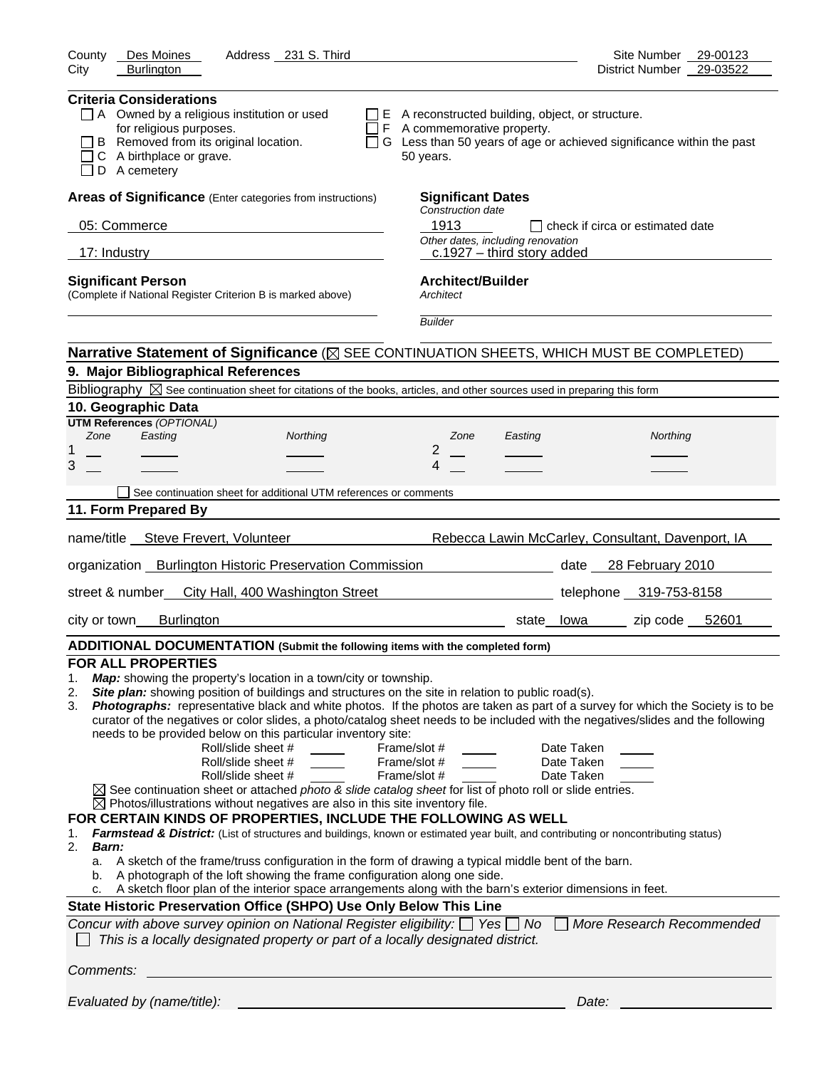County Des Moines Address 231 S. Third Site Number 29-00123
City Burlington District Number 29-03522

**Criteria Considerations**

- ☐ A Owned by a religious institution or used for religious purposes.
- ☐ B Removed from its original location.
- ☐ C A birthplace or grave.
- ☐ D A cemetery
- ☐ E A reconstructed building, object, or structure.
- ☐ F A commemorative property.
- ☐ G Less than 50 years of age or achieved significance within the past 50 years.

**Areas of Significance** (Enter categories from instructions)

05: Commerce

17: Industry

**Significant Dates**
*Construction date*
1913 ☐ check if circa or estimated date
*Other dates, including renovation*
c.1927 – third story added

**Significant Person**
(Complete if National Register Criterion B is marked above)

**Architect/Builder**
*Architect*

*Builder*

**Narrative Statement of Significance** (☒ SEE CONTINUATION SHEETS, WHICH MUST BE COMPLETED)

**9. Major Bibliographical References**

Bibliography ☒ See continuation sheet for citations of the books, articles, and other sources used in preparing this form

**10. Geographic Data**

**UTM References** *(OPTIONAL)*

| | Zone | Easting | Northing | | Zone | Easting | Northing |
|---|---|---|---|---|---|---|---|
| 1 | | | | 2 | | | |
| 3 | | | | 4 | | | |

☐ See continuation sheet for additional UTM references or comments

**11. Form Prepared By**

name/title Steve Frevert, Volunteer Rebecca Lawin McCarley, Consultant, Davenport, IA

organization Burlington Historic Preservation Commission date 28 February 2010

street & number City Hall, 400 Washington Street telephone 319-753-8158

city or town Burlington state Iowa zip code 52601

**ADDITIONAL DOCUMENTATION (Submit the following items with the completed form)**

**FOR ALL PROPERTIES**

1. ***Map:*** showing the property's location in a town/city or township.
2. ***Site plan:*** showing position of buildings and structures on the site in relation to public road(s).
3. ***Photographs:*** representative black and white photos. If the photos are taken as part of a survey for which the Society is to be curator of the negatives or color slides, a photo/catalog sheet needs to be included with the negatives/slides and the following needs to be provided below on this particular inventory site:

| Roll/slide sheet # | Frame/slot # | Date Taken |
|---|---|---|
| | | |
| | | |
| | | |

☒ See continuation sheet or attached *photo & slide catalog sheet* for list of photo roll or slide entries.
☒ Photos/illustrations without negatives are also in this site inventory file.

**FOR CERTAIN KINDS OF PROPERTIES, INCLUDE THE FOLLOWING AS WELL**

1. ***Farmstead & District:*** (List of structures and buildings, known or estimated year built, and contributing or noncontributing status)
2. ***Barn:***
   a. A sketch of the frame/truss configuration in the form of drawing a typical middle bent of the barn.
   b. A photograph of the loft showing the frame configuration along one side.
   c. A sketch floor plan of the interior space arrangements along with the barn's exterior dimensions in feet.

**State Historic Preservation Office (SHPO) Use Only Below This Line**

*Concur with above survey opinion on National Register eligibility:* ☐ *Yes* ☐ *No* ☐ *More Research Recommended*
☐ *This is a locally designated property or part of a locally designated district.*

*Comments:*

*Evaluated by (name/title):* *Date:*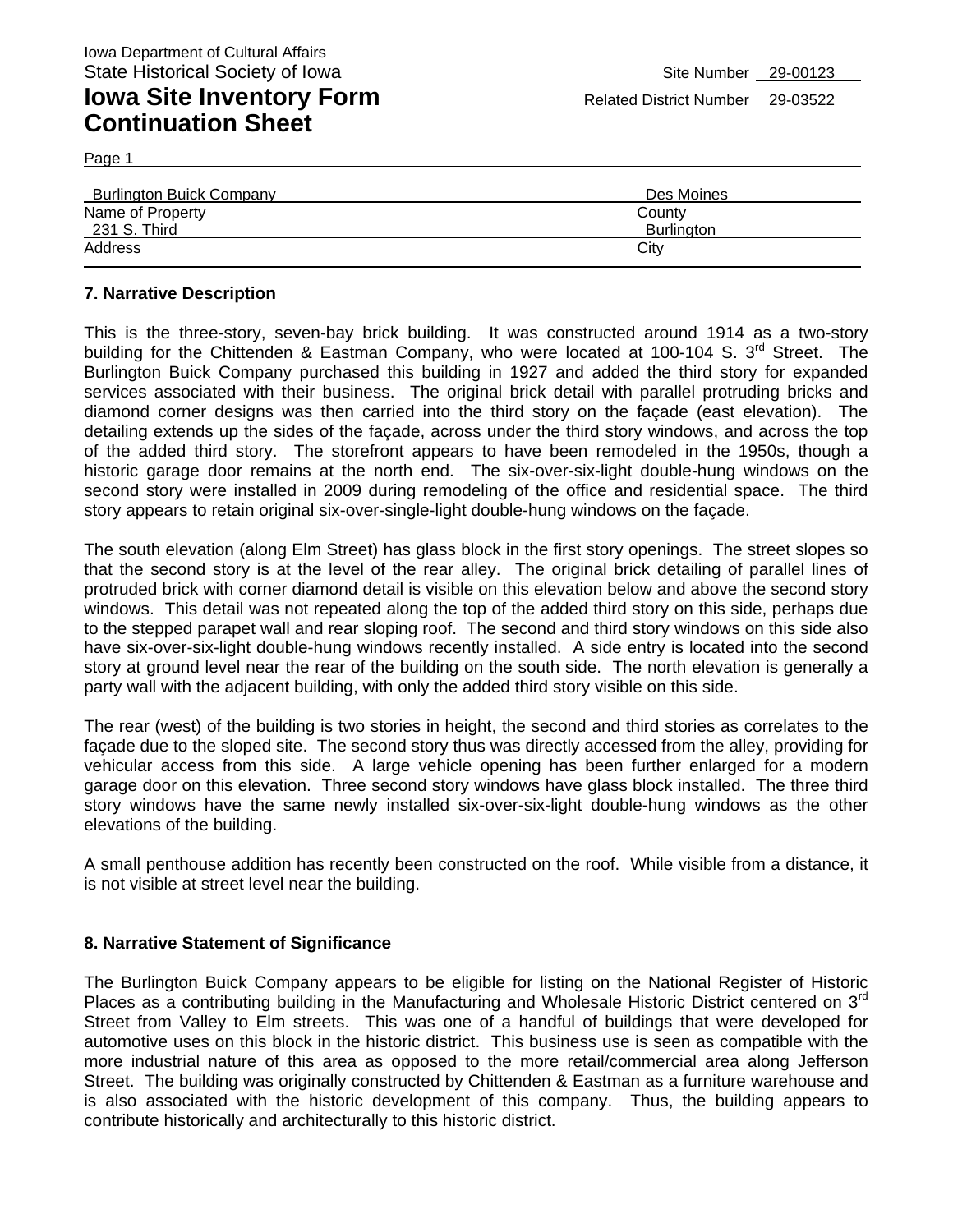Iowa Department of Cultural Affairs
State Historical Society of Iowa

# Iowa Site Inventory Form Continuation Sheet

Site Number 29-00123
Related District Number 29-03522

Page 1

| Burlington Buick Company | Des Moines |
|---|---|
| Name of Property | County |
| 231 S. Third | Burlington |
| Address | City |

## 7. Narrative Description

This is the three-story, seven-bay brick building. It was constructed around 1914 as a two-story building for the Chittenden & Eastman Company, who were located at 100-104 S. 3rd Street. The Burlington Buick Company purchased this building in 1927 and added the third story for expanded services associated with their business. The original brick detail with parallel protruding bricks and diamond corner designs was then carried into the third story on the façade (east elevation). The detailing extends up the sides of the façade, across under the third story windows, and across the top of the added third story. The storefront appears to have been remodeled in the 1950s, though a historic garage door remains at the north end. The six-over-six-light double-hung windows on the second story were installed in 2009 during remodeling of the office and residential space. The third story appears to retain original six-over-single-light double-hung windows on the façade.

The south elevation (along Elm Street) has glass block in the first story openings. The street slopes so that the second story is at the level of the rear alley. The original brick detailing of parallel lines of protruded brick with corner diamond detail is visible on this elevation below and above the second story windows. This detail was not repeated along the top of the added third story on this side, perhaps due to the stepped parapet wall and rear sloping roof. The second and third story windows on this side also have six-over-six-light double-hung windows recently installed. A side entry is located into the second story at ground level near the rear of the building on the south side. The north elevation is generally a party wall with the adjacent building, with only the added third story visible on this side.

The rear (west) of the building is two stories in height, the second and third stories as correlates to the façade due to the sloped site. The second story thus was directly accessed from the alley, providing for vehicular access from this side. A large vehicle opening has been further enlarged for a modern garage door on this elevation. Three second story windows have glass block installed. The three third story windows have the same newly installed six-over-six-light double-hung windows as the other elevations of the building.

A small penthouse addition has recently been constructed on the roof. While visible from a distance, it is not visible at street level near the building.

## 8. Narrative Statement of Significance

The Burlington Buick Company appears to be eligible for listing on the National Register of Historic Places as a contributing building in the Manufacturing and Wholesale Historic District centered on 3rd Street from Valley to Elm streets. This was one of a handful of buildings that were developed for automotive uses on this block in the historic district. This business use is seen as compatible with the more industrial nature of this area as opposed to the more retail/commercial area along Jefferson Street. The building was originally constructed by Chittenden & Eastman as a furniture warehouse and is also associated with the historic development of this company. Thus, the building appears to contribute historically and architecturally to this historic district.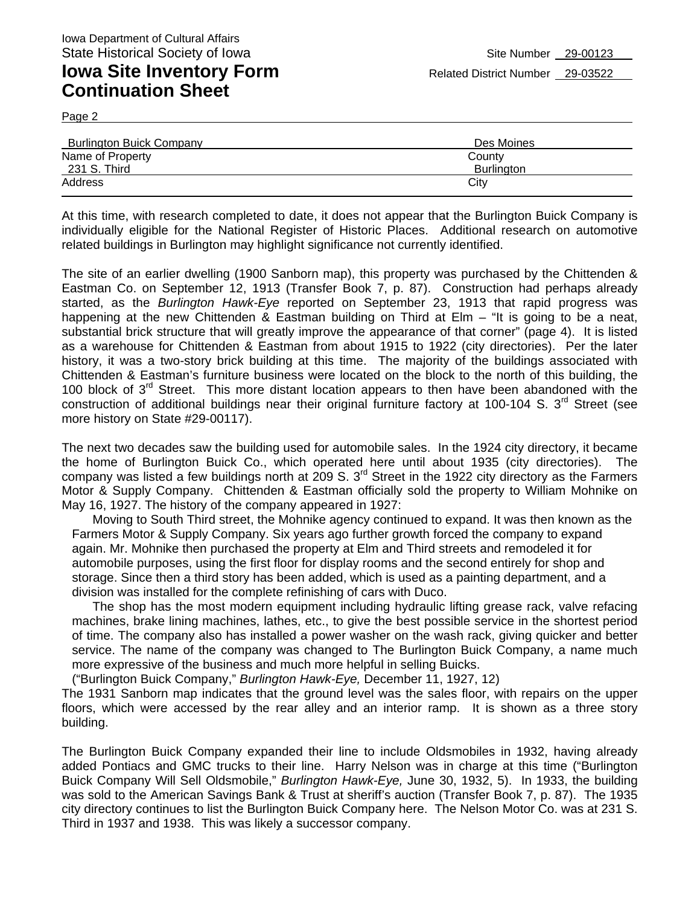Iowa Department of Cultural Affairs
State Historical Society of Iowa

# Iowa Site Inventory Form Continuation Sheet

Site Number 29-00123
Related District Number 29-03522

Page 2

| Burlington Buick Company | Des Moines |
|---|---|
| Name of Property | County |
| 231 S. Third | Burlington |
| Address | City |

At this time, with research completed to date, it does not appear that the Burlington Buick Company is individually eligible for the National Register of Historic Places. Additional research on automotive related buildings in Burlington may highlight significance not currently identified.

The site of an earlier dwelling (1900 Sanborn map), this property was purchased by the Chittenden & Eastman Co. on September 12, 1913 (Transfer Book 7, p. 87). Construction had perhaps already started, as the *Burlington Hawk-Eye* reported on September 23, 1913 that rapid progress was happening at the new Chittenden & Eastman building on Third at Elm – "It is going to be a neat, substantial brick structure that will greatly improve the appearance of that corner" (page 4). It is listed as a warehouse for Chittenden & Eastman from about 1915 to 1922 (city directories). Per the later history, it was a two-story brick building at this time. The majority of the buildings associated with Chittenden & Eastman's furniture business were located on the block to the north of this building, the 100 block of 3rd Street. This more distant location appears to then have been abandoned with the construction of additional buildings near their original furniture factory at 100-104 S. 3rd Street (see more history on State #29-00117).

The next two decades saw the building used for automobile sales. In the 1924 city directory, it became the home of Burlington Buick Co., which operated here until about 1935 (city directories). The company was listed a few buildings north at 209 S. 3rd Street in the 1922 city directory as the Farmers Motor & Supply Company. Chittenden & Eastman officially sold the property to William Mohnike on May 16, 1927. The history of the company appeared in 1927:

> Moving to South Third street, the Mohnike agency continued to expand. It was then known as the Farmers Motor & Supply Company. Six years ago further growth forced the company to expand again. Mr. Mohnike then purchased the property at Elm and Third streets and remodeled it for automobile purposes, using the first floor for display rooms and the second entirely for shop and storage. Since then a third story has been added, which is used as a painting department, and a division was installed for the complete refinishing of cars with Duco.
>
> The shop has the most modern equipment including hydraulic lifting grease rack, valve refacing machines, brake lining machines, lathes, etc., to give the best possible service in the shortest period of time. The company also has installed a power washer on the wash rack, giving quicker and better service. The name of the company was changed to The Burlington Buick Company, a name much more expressive of the business and much more helpful in selling Buicks.
>
> ("Burlington Buick Company," *Burlington Hawk-Eye,* December 11, 1927, 12)

The 1931 Sanborn map indicates that the ground level was the sales floor, with repairs on the upper floors, which were accessed by the rear alley and an interior ramp. It is shown as a three story building.

The Burlington Buick Company expanded their line to include Oldsmobiles in 1932, having already added Pontiacs and GMC trucks to their line. Harry Nelson was in charge at this time ("Burlington Buick Company Will Sell Oldsmobile," *Burlington Hawk-Eye,* June 30, 1932, 5). In 1933, the building was sold to the American Savings Bank & Trust at sheriff's auction (Transfer Book 7, p. 87). The 1935 city directory continues to list the Burlington Buick Company here. The Nelson Motor Co. was at 231 S. Third in 1937 and 1938. This was likely a successor company.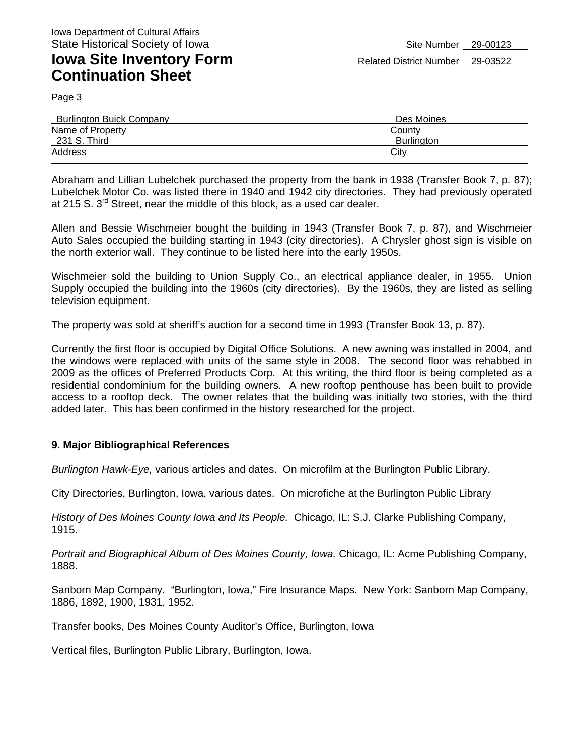Iowa Department of Cultural Affairs
State Historical Society of Iowa

Site Number 29-00123

# Iowa Site Inventory Form Continuation Sheet

Related District Number 29-03522

| Burlington Buick Company | Des Moines |
|---|---|
| Name of Property | County |
| 231 S. Third | Burlington |
| Address | City |

Abraham and Lillian Lubelchek purchased the property from the bank in 1938 (Transfer Book 7, p. 87); Lubelchek Motor Co. was listed there in 1940 and 1942 city directories. They had previously operated at 215 S. 3rd Street, near the middle of this block, as a used car dealer.

Allen and Bessie Wischmeier bought the building in 1943 (Transfer Book 7, p. 87), and Wischmeier Auto Sales occupied the building starting in 1943 (city directories). A Chrysler ghost sign is visible on the north exterior wall. They continue to be listed here into the early 1950s.

Wischmeier sold the building to Union Supply Co., an electrical appliance dealer, in 1955. Union Supply occupied the building into the 1960s (city directories). By the 1960s, they are listed as selling television equipment.

The property was sold at sheriff's auction for a second time in 1993 (Transfer Book 13, p. 87).

Currently the first floor is occupied by Digital Office Solutions. A new awning was installed in 2004, and the windows were replaced with units of the same style in 2008. The second floor was rehabbed in 2009 as the offices of Preferred Products Corp. At this writing, the third floor is being completed as a residential condominium for the building owners. A new rooftop penthouse has been built to provide access to a rooftop deck. The owner relates that the building was initially two stories, with the third added later. This has been confirmed in the history researched for the project.

### 9. Major Bibliographical References

*Burlington Hawk-Eye,* various articles and dates. On microfilm at the Burlington Public Library.

City Directories, Burlington, Iowa, various dates. On microfiche at the Burlington Public Library

*History of Des Moines County Iowa and Its People.* Chicago, IL: S.J. Clarke Publishing Company, 1915.

*Portrait and Biographical Album of Des Moines County, Iowa.* Chicago, IL: Acme Publishing Company, 1888.

Sanborn Map Company. "Burlington, Iowa," Fire Insurance Maps. New York: Sanborn Map Company, 1886, 1892, 1900, 1931, 1952.

Transfer books, Des Moines County Auditor's Office, Burlington, Iowa

Vertical files, Burlington Public Library, Burlington, Iowa.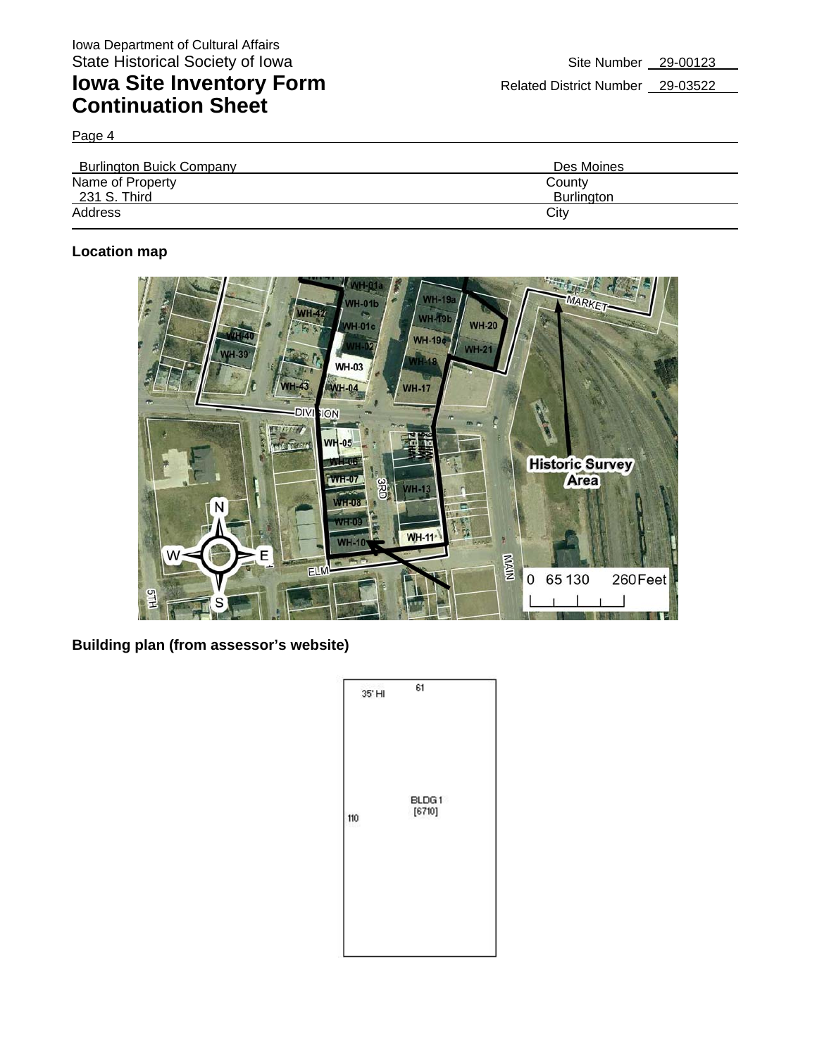Iowa Department of Cultural Affairs
State Historical Society of Iowa

# Iowa Site Inventory Form Continuation Sheet

Site Number 29-00123
Related District Number 29-03522

Page 4

| Burlington Buick Company | Des Moines |
|---|---|
| Name of Property | County |
| 231 S. Third | Burlington |
| Address | City |

**Location map**

**Building plan (from assessor's website)**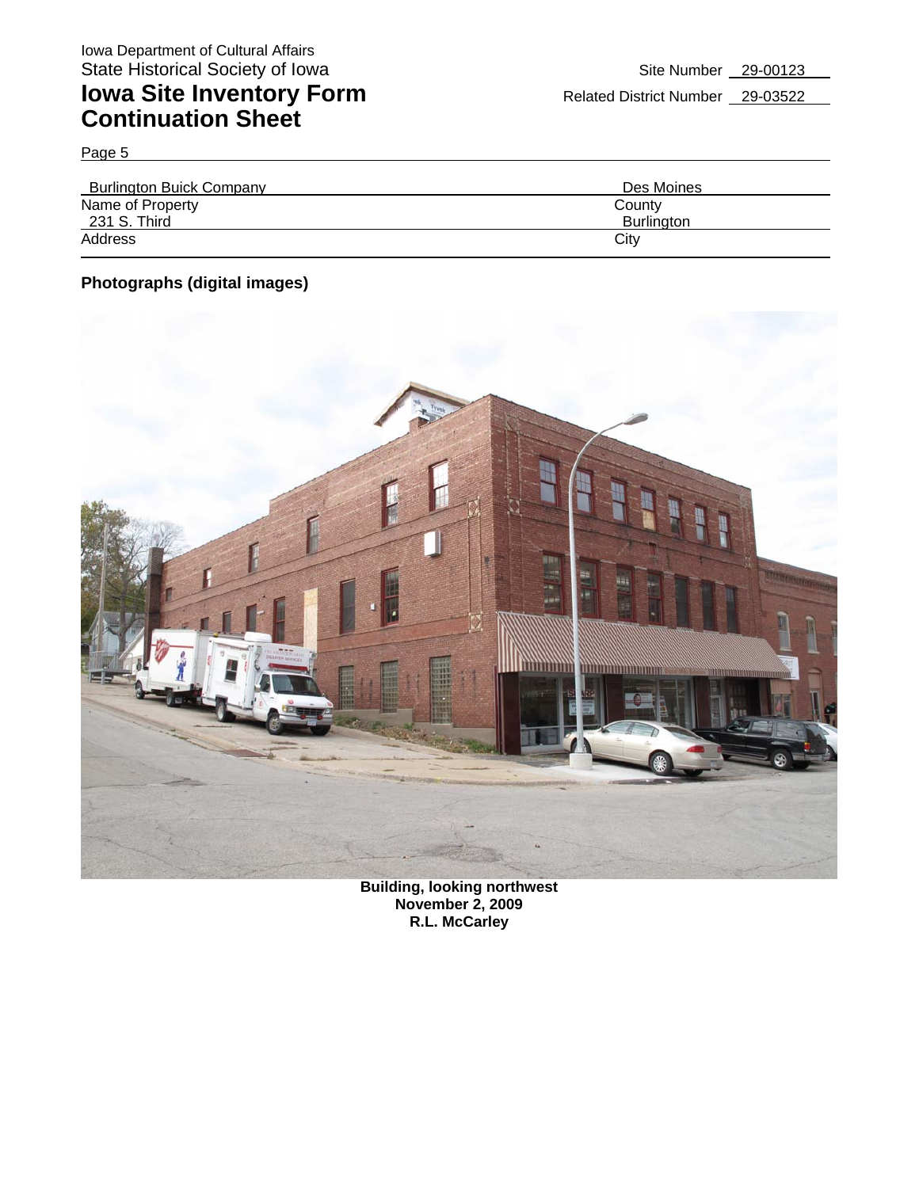Iowa Department of Cultural Affairs
State Historical Society of Iowa

# Iowa Site Inventory Form Continuation Sheet

Site Number 29-00123

Related District Number 29-03522

Page 5

| Burlington Buick Company | Des Moines |
|---|---|
| Name of Property | County |
| 231 S. Third | Burlington |
| Address | City |

## Photographs (digital images)

**Building, looking northwest**
**November 2, 2009**
**R.L. McCarley**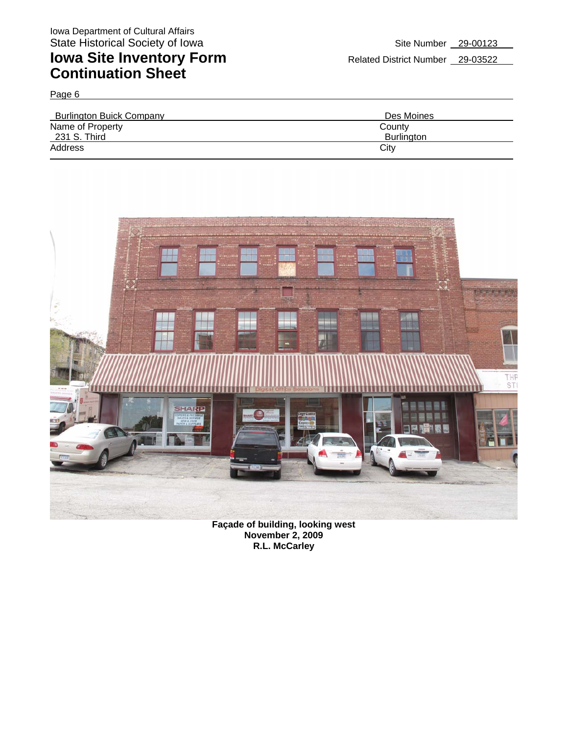Iowa Department of Cultural Affairs
State Historical Society of Iowa

# Iowa Site Inventory Form Continuation Sheet

Site Number 29-00123
Related District Number 29-03522

Page 6

| | |
|---|---|
| Burlington Buick Company | Des Moines |
| Name of Property | County |
| 231 S. Third | Burlington |
| Address | City |

**Façade of building, looking west**
**November 2, 2009**
**R.L. McCarley**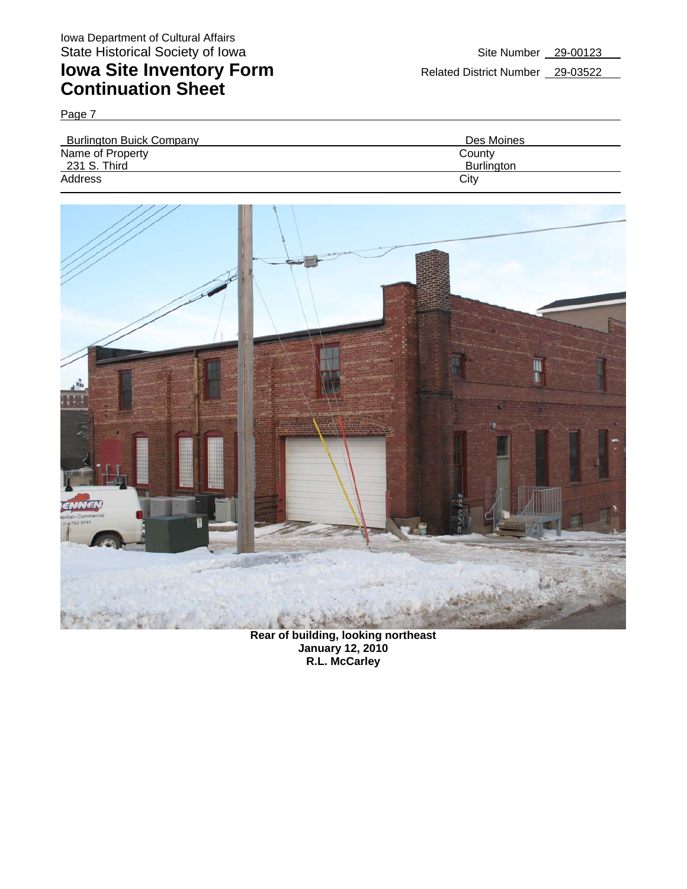Iowa Department of Cultural Affairs
State Historical Society of Iowa

# Iowa Site Inventory Form
# Continuation Sheet

Site Number 29-00123

Related District Number 29-03522

Page 7

| | |
|---|---|
| Burlington Buick Company | Des Moines |
| Name of Property | County |
| 231 S. Third | Burlington |
| Address | City |

**Rear of building, looking northeast**
**January 12, 2010**
**R.L. McCarley**